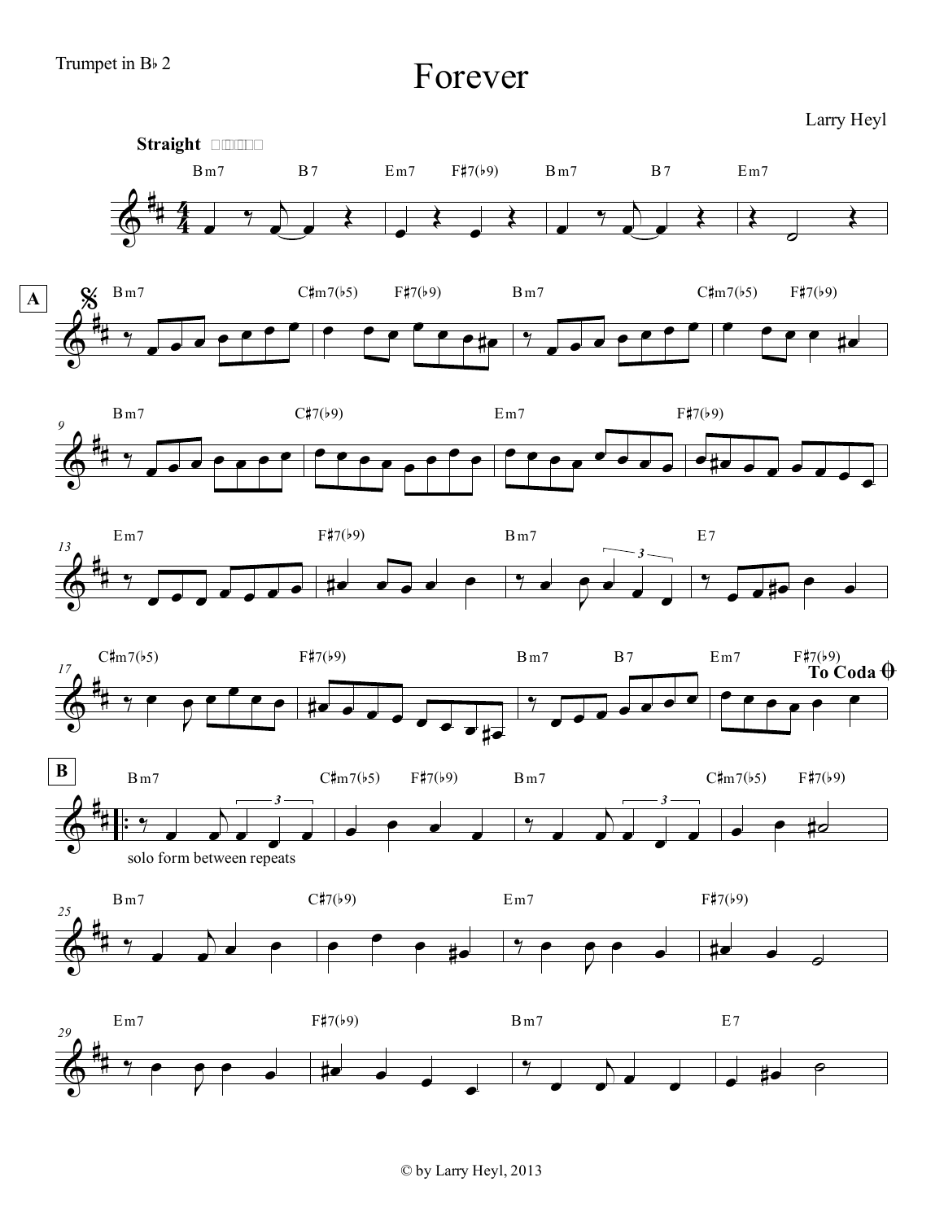Trumpet in B♭ 2

# Forever

Larry Heyl

**Straight**

Bm7 B7 Em7 F♯7(♭9) Bm7 B7 Em7

**A**

Bm7 C♯m7(♭5) F♯7(♭9) Bm7 C♯m7(♭5) F♯7(♭9)

9 Bm7 C7(♭9) Em7 F♯7(♭9)

13 Em7 F♯7(♭9) Bm7 E7

17 C♯m7(♭5) F♯7(♭9) Bm7 B7 Em7 F♯7(♭9) **To Coda**

**B**

Bm7 C♯m7(♭5) F♯7(♭9) Bm7 C♯m7(♭5) F♯7(♭9)

solo form between repeats

25 Bm7 C7(♭9) Em7 F♯7(♭9)

29 Em7 F♯7(♭9) Bm7 E7

© by Larry Heyl, 2013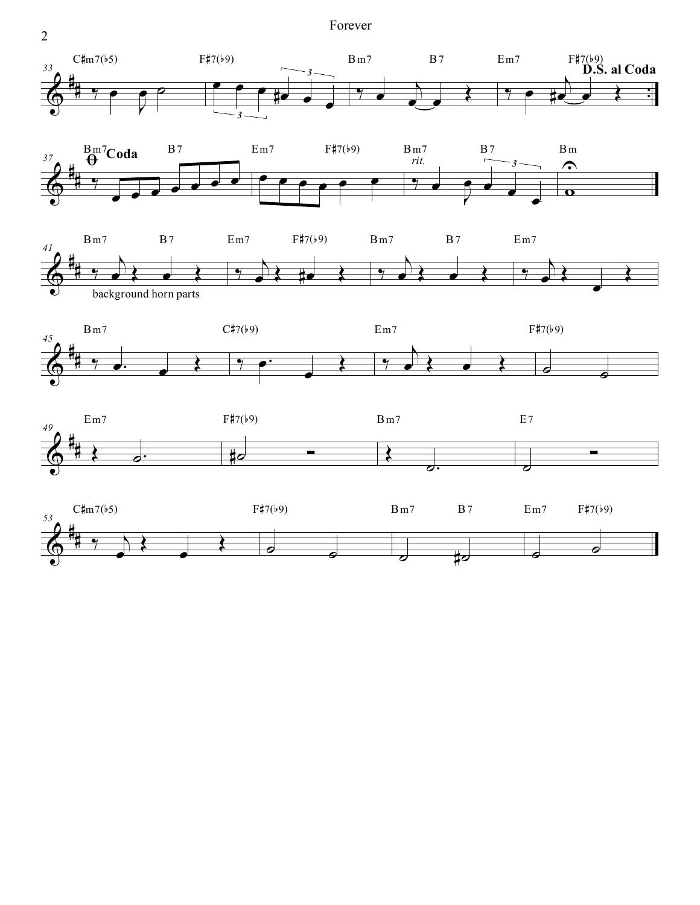C♯m7(♭5) F♯7(♭9) Bm7 B7 Em7 F♯7(♭9)

**D.S. al Coda**

Bm7 **Coda** B7 Em7 F♯7(♭9) Bm7 B7 Bm

*rit.*

Bm7 B7 Em7 F♯7(♭9) Bm7 B7 Em7

background horn parts

Bm7 C♯7(♭9) Em7 F♯7(♭9)

Em7 F♯7(♭9) Bm7 E7

C♯m7(♭5) F♯7(♭9) Bm7 B7 Em7 F♯7(♭9)